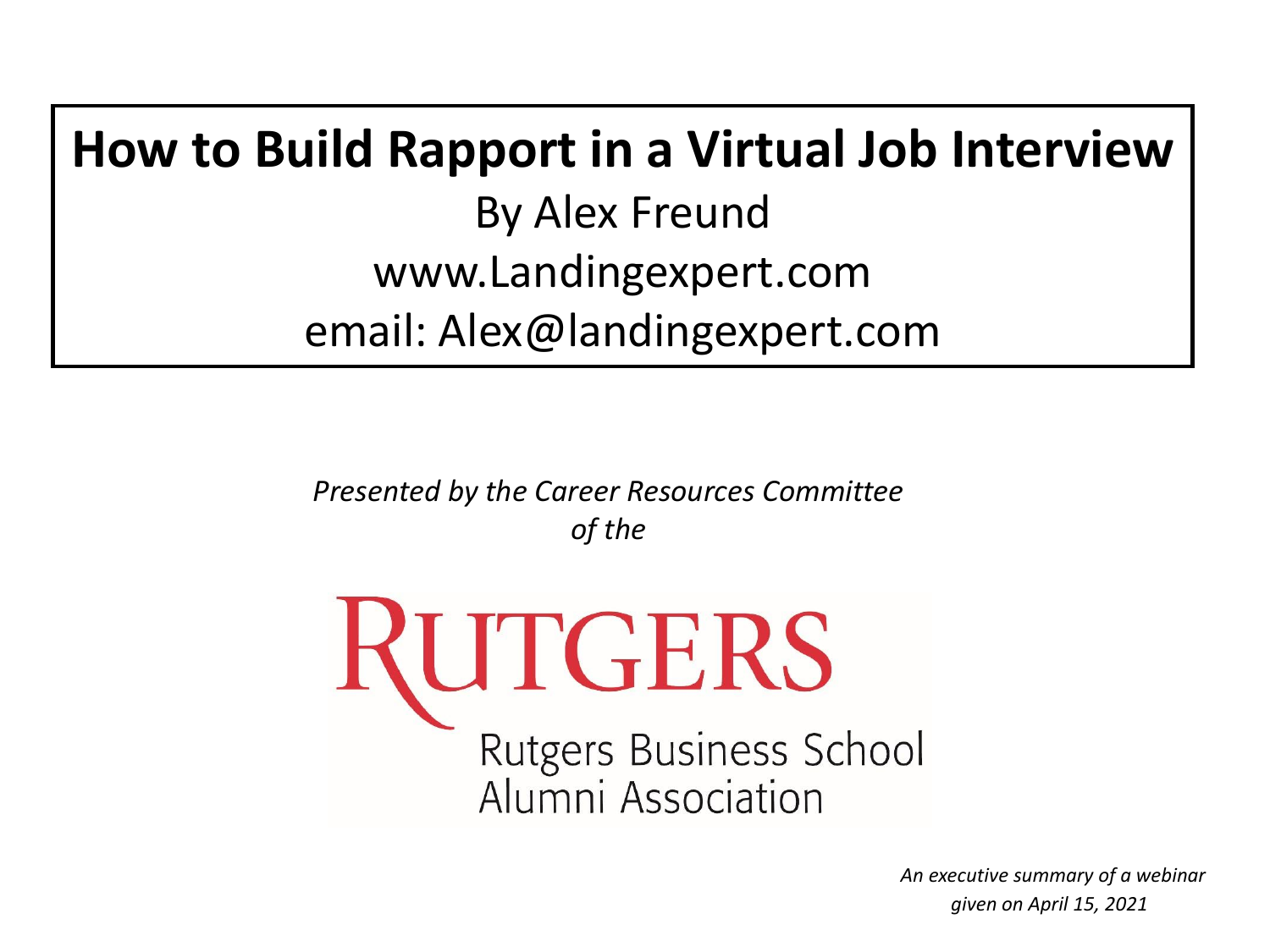# How to Build Rapport in a Virtual Job Interview

By Alex Freund

www.Landingexpert.com

email: Alex@landingexpert.com

*Presented by the Career Resources Committee of the*

RUTGERS

Rutgers Business School
Alumni Association

*An executive summary of a webinar given on April 15, 2021*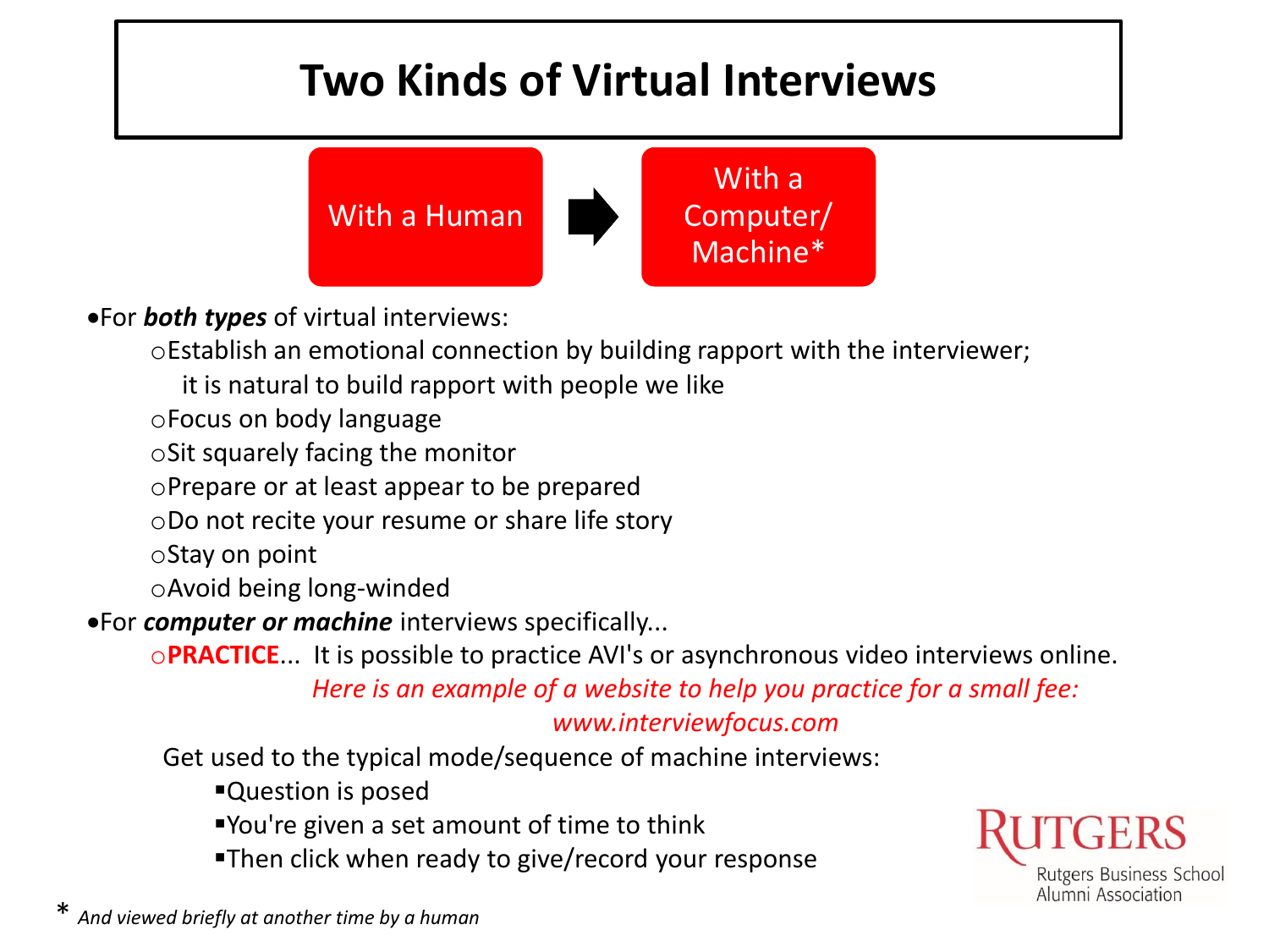# Two Kinds of Virtual Interviews

With a Human → With a Computer/ Machine*

- For ***both types*** of virtual interviews:
  - Establish an emotional connection by building rapport with the interviewer; it is natural to build rapport with people we like
  - Focus on body language
  - Sit squarely facing the monitor
  - Prepare or at least appear to be prepared
  - Do not recite your resume or share life story
  - Stay on point
  - Avoid being long-winded
- For ***computer or machine*** interviews specifically...
  - **PRACTICE**... It is possible to practice AVI's or asynchronous video interviews online.
    *Here is an example of a website to help you practice for a small fee:*
    *www.interviewfocus.com*

    Get used to the typical mode/sequence of machine interviews:
    - Question is posed
    - You're given a set amount of time to think
    - Then click when ready to give/record your response

Rutgers Business School Alumni Association

\* *And viewed briefly at another time by a human*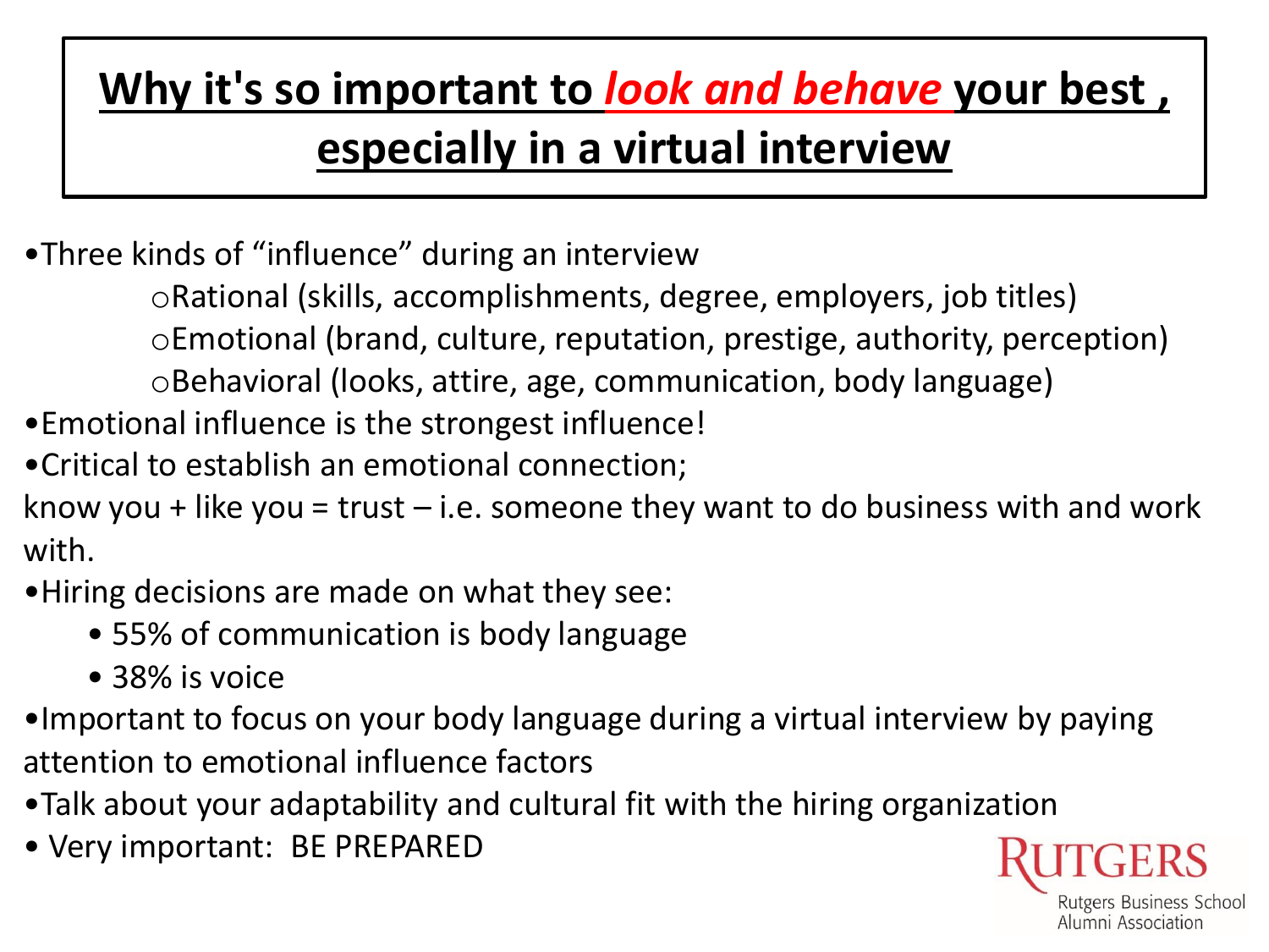# Why it's so important to *look and behave* your best , especially in a virtual interview

- Three kinds of "influence" during an interview
  - Rational (skills, accomplishments, degree, employers, job titles)
  - Emotional (brand, culture, reputation, prestige, authority, perception)
  - Behavioral (looks, attire, age, communication, body language)
- Emotional influence is the strongest influence!
- Critical to establish an emotional connection;

know you + like you = trust – i.e. someone they want to do business with and work with.

- Hiring decisions are made on what they see:
  - 55% of communication is body language
  - 38% is voice
- Important to focus on your body language during a virtual interview by paying attention to emotional influence factors
- Talk about your adaptability and cultural fit with the hiring organization
- Very important: BE PREPARED

RUTGERS
Rutgers Business School
Alumni Association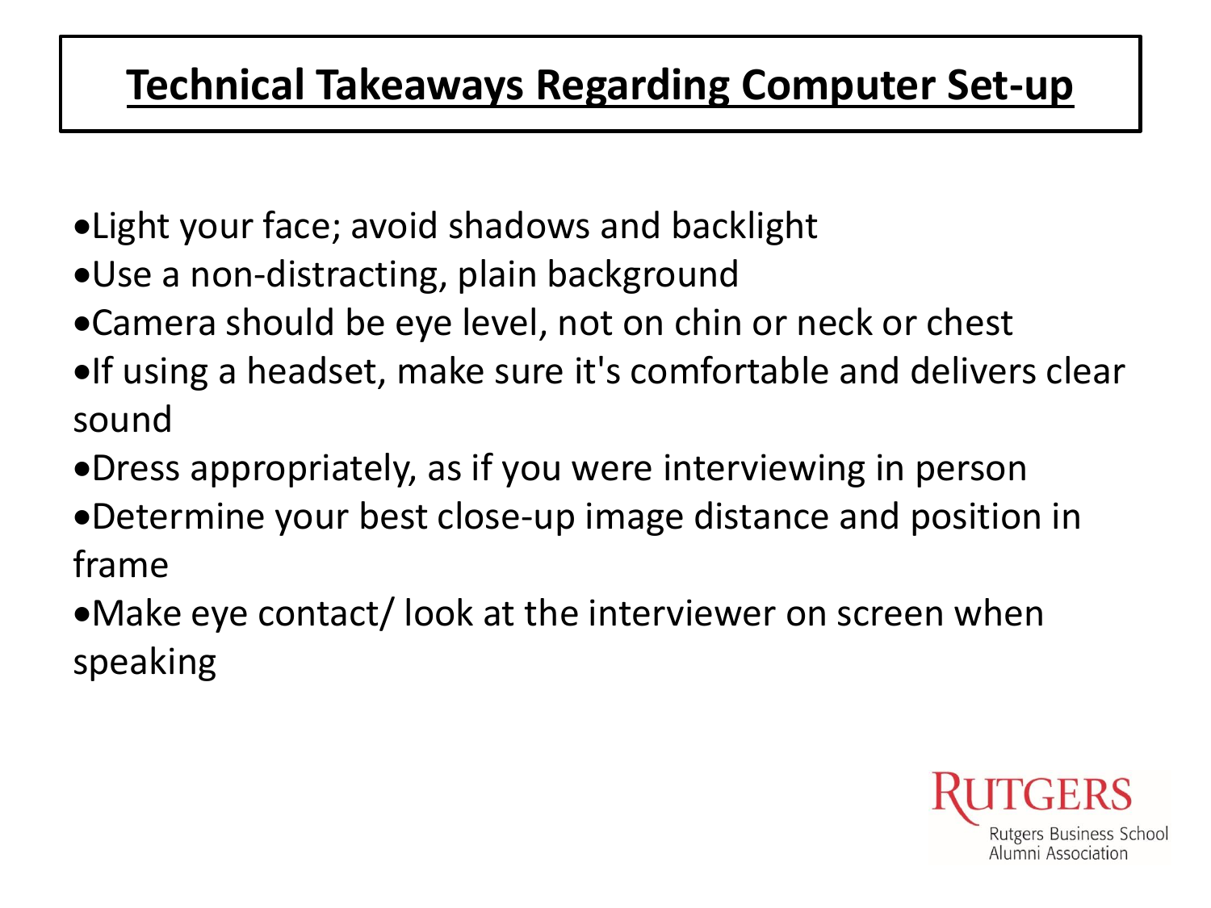# Technical Takeaways Regarding Computer Set-up

- Light your face; avoid shadows and backlight
- Use a non-distracting, plain background
- Camera should be eye level, not on chin or neck or chest
- If using a headset, make sure it's comfortable and delivers clear sound
- Dress appropriately, as if you were interviewing in person
- Determine your best close-up image distance and position in frame
- Make eye contact/ look at the interviewer on screen when speaking

Rutgers
Rutgers Business School
Alumni Association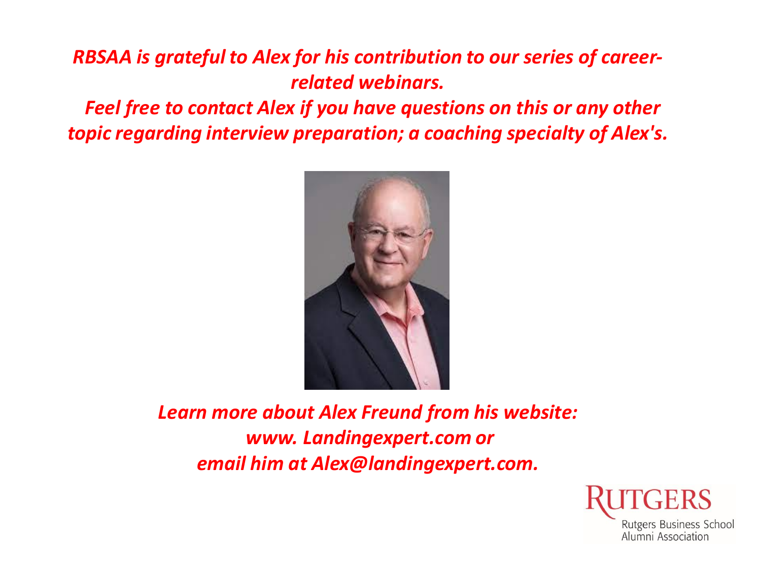***RBSAA is grateful to Alex for his contribution to our series of career-related webinars.***

***Feel free to contact Alex if you have questions on this or any other topic regarding interview preparation; a coaching specialty of Alex's.***

***Learn more about Alex Freund from his website:***
***www. Landingexpert.com or***
***email him at Alex@landingexpert.com.***

RUTGERS
Rutgers Business School
Alumni Association